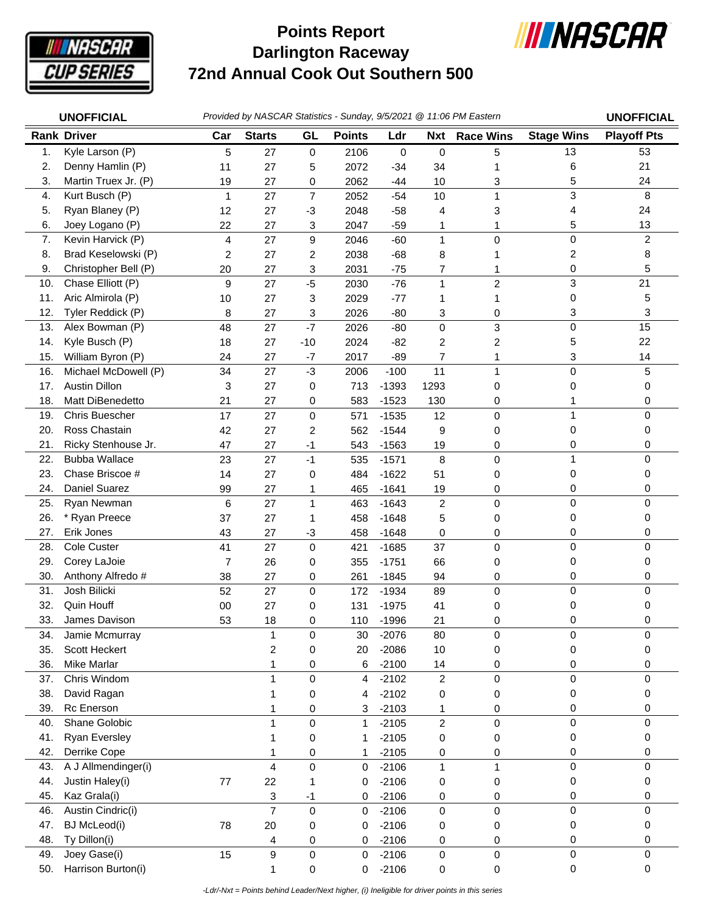# Points Report
# Darlington Raceway
# 72nd Annual Cook Out Southern 500

**UNOFFICIAL** *Provided by NASCAR Statistics - Sunday, 9/5/2021 @ 11:06 PM Eastern* **UNOFFICIAL**

| Rank | Driver | Car | Starts | GL | Points | Ldr | Nxt | Race Wins | Stage Wins | Playoff Pts |
|---|---|---|---|---|---|---|---|---|---|---|
| 1. | Kyle Larson (P) | 5 | 27 | 0 | 2106 | 0 | 0 | 5 | 13 | 53 |
| 2. | Denny Hamlin (P) | 11 | 27 | 5 | 2072 | -34 | 34 | 1 | 6 | 21 |
| 3. | Martin Truex Jr. (P) | 19 | 27 | 0 | 2062 | -44 | 10 | 3 | 5 | 24 |
| 4. | Kurt Busch (P) | 1 | 27 | 7 | 2052 | -54 | 10 | 1 | 3 | 8 |
| 5. | Ryan Blaney (P) | 12 | 27 | -3 | 2048 | -58 | 4 | 3 | 4 | 24 |
| 6. | Joey Logano (P) | 22 | 27 | 3 | 2047 | -59 | 1 | 1 | 5 | 13 |
| 7. | Kevin Harvick (P) | 4 | 27 | 9 | 2046 | -60 | 1 | 0 | 0 | 2 |
| 8. | Brad Keselowski (P) | 2 | 27 | 2 | 2038 | -68 | 8 | 1 | 2 | 8 |
| 9. | Christopher Bell (P) | 20 | 27 | 3 | 2031 | -75 | 7 | 1 | 0 | 5 |
| 10. | Chase Elliott (P) | 9 | 27 | -5 | 2030 | -76 | 1 | 2 | 3 | 21 |
| 11. | Aric Almirola (P) | 10 | 27 | 3 | 2029 | -77 | 1 | 1 | 0 | 5 |
| 12. | Tyler Reddick (P) | 8 | 27 | 3 | 2026 | -80 | 3 | 0 | 3 | 3 |
| 13. | Alex Bowman (P) | 48 | 27 | -7 | 2026 | -80 | 0 | 3 | 0 | 15 |
| 14. | Kyle Busch (P) | 18 | 27 | -10 | 2024 | -82 | 2 | 2 | 5 | 22 |
| 15. | William Byron (P) | 24 | 27 | -7 | 2017 | -89 | 7 | 1 | 3 | 14 |
| 16. | Michael McDowell (P) | 34 | 27 | -3 | 2006 | -100 | 11 | 1 | 0 | 5 |
| 17. | Austin Dillon | 3 | 27 | 0 | 713 | -1393 | 1293 | 0 | 0 | 0 |
| 18. | Matt DiBenedetto | 21 | 27 | 0 | 583 | -1523 | 130 | 0 | 1 | 0 |
| 19. | Chris Buescher | 17 | 27 | 0 | 571 | -1535 | 12 | 0 | 1 | 0 |
| 20. | Ross Chastain | 42 | 27 | 2 | 562 | -1544 | 9 | 0 | 0 | 0 |
| 21. | Ricky Stenhouse Jr. | 47 | 27 | -1 | 543 | -1563 | 19 | 0 | 0 | 0 |
| 22. | Bubba Wallace | 23 | 27 | -1 | 535 | -1571 | 8 | 0 | 1 | 0 |
| 23. | Chase Briscoe # | 14 | 27 | 0 | 484 | -1622 | 51 | 0 | 0 | 0 |
| 24. | Daniel Suarez | 99 | 27 | 1 | 465 | -1641 | 19 | 0 | 0 | 0 |
| 25. | Ryan Newman | 6 | 27 | 1 | 463 | -1643 | 2 | 0 | 0 | 0 |
| 26. | * Ryan Preece | 37 | 27 | 1 | 458 | -1648 | 5 | 0 | 0 | 0 |
| 27. | Erik Jones | 43 | 27 | -3 | 458 | -1648 | 0 | 0 | 0 | 0 |
| 28. | Cole Custer | 41 | 27 | 0 | 421 | -1685 | 37 | 0 | 0 | 0 |
| 29. | Corey LaJoie | 7 | 26 | 0 | 355 | -1751 | 66 | 0 | 0 | 0 |
| 30. | Anthony Alfredo # | 38 | 27 | 0 | 261 | -1845 | 94 | 0 | 0 | 0 |
| 31. | Josh Bilicki | 52 | 27 | 0 | 172 | -1934 | 89 | 0 | 0 | 0 |
| 32. | Quin Houff | 00 | 27 | 0 | 131 | -1975 | 41 | 0 | 0 | 0 |
| 33. | James Davison | 53 | 18 | 0 | 110 | -1996 | 21 | 0 | 0 | 0 |
| 34. | Jamie Mcmurray | | 1 | 0 | 30 | -2076 | 80 | 0 | 0 | 0 |
| 35. | Scott Heckert | | 2 | 0 | 20 | -2086 | 10 | 0 | 0 | 0 |
| 36. | Mike Marlar | | 1 | 0 | 6 | -2100 | 14 | 0 | 0 | 0 |
| 37. | Chris Windom | | 1 | 0 | 4 | -2102 | 2 | 0 | 0 | 0 |
| 38. | David Ragan | | 1 | 0 | 4 | -2102 | 0 | 0 | 0 | 0 |
| 39. | Rc Enerson | | 1 | 0 | 3 | -2103 | 1 | 0 | 0 | 0 |
| 40. | Shane Golobic | | 1 | 0 | 1 | -2105 | 2 | 0 | 0 | 0 |
| 41. | Ryan Eversley | | 1 | 0 | 1 | -2105 | 0 | 0 | 0 | 0 |
| 42. | Derrike Cope | | 1 | 0 | 1 | -2105 | 0 | 0 | 0 | 0 |
| 43. | A J Allmendinger(i) | | 4 | 0 | 0 | -2106 | 1 | 1 | 0 | 0 |
| 44. | Justin Haley(i) | 77 | 22 | 1 | 0 | -2106 | 0 | 0 | 0 | 0 |
| 45. | Kaz Grala(i) | | 3 | -1 | 0 | -2106 | 0 | 0 | 0 | 0 |
| 46. | Austin Cindric(i) | | 7 | 0 | 0 | -2106 | 0 | 0 | 0 | 0 |
| 47. | BJ McLeod(i) | 78 | 20 | 0 | 0 | -2106 | 0 | 0 | 0 | 0 |
| 48. | Ty Dillon(i) | | 4 | 0 | 0 | -2106 | 0 | 0 | 0 | 0 |
| 49. | Joey Gase(i) | 15 | 9 | 0 | 0 | -2106 | 0 | 0 | 0 | 0 |
| 50. | Harrison Burton(i) | | 1 | 0 | 0 | -2106 | 0 | 0 | 0 | 0 |

*-Ldr/-Nxt = Points behind Leader/Next higher, (i) Ineligible for driver points in this series*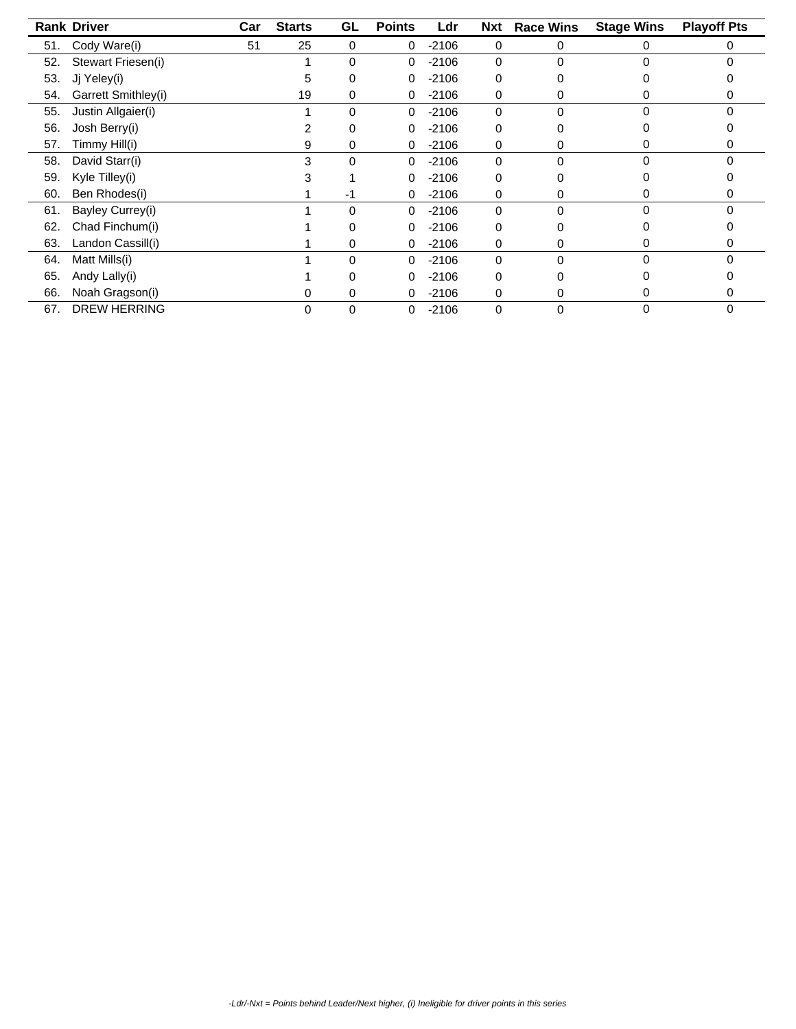| Rank | Driver | Car | Starts | GL | Points | Ldr | Nxt | Race Wins | Stage Wins | Playoff Pts |
|---|---|---|---|---|---|---|---|---|---|---|
| 51. | Cody Ware(i) | 51 | 25 | 0 | 0 | -2106 | 0 | 0 | 0 | 0 |
| 52. | Stewart Friesen(i) | | 1 | 0 | 0 | -2106 | 0 | 0 | 0 | 0 |
| 53. | Jj Yeley(i) | | 5 | 0 | 0 | -2106 | 0 | 0 | 0 | 0 |
| 54. | Garrett Smithley(i) | | 19 | 0 | 0 | -2106 | 0 | 0 | 0 | 0 |
| 55. | Justin Allgaier(i) | | 1 | 0 | 0 | -2106 | 0 | 0 | 0 | 0 |
| 56. | Josh Berry(i) | | 2 | 0 | 0 | -2106 | 0 | 0 | 0 | 0 |
| 57. | Timmy Hill(i) | | 9 | 0 | 0 | -2106 | 0 | 0 | 0 | 0 |
| 58. | David Starr(i) | | 3 | 0 | 0 | -2106 | 0 | 0 | 0 | 0 |
| 59. | Kyle Tilley(i) | | 3 | 1 | 0 | -2106 | 0 | 0 | 0 | 0 |
| 60. | Ben Rhodes(i) | | 1 | -1 | 0 | -2106 | 0 | 0 | 0 | 0 |
| 61. | Bayley Currey(i) | | 1 | 0 | 0 | -2106 | 0 | 0 | 0 | 0 |
| 62. | Chad Finchum(i) | | 1 | 0 | 0 | -2106 | 0 | 0 | 0 | 0 |
| 63. | Landon Cassill(i) | | 1 | 0 | 0 | -2106 | 0 | 0 | 0 | 0 |
| 64. | Matt Mills(i) | | 1 | 0 | 0 | -2106 | 0 | 0 | 0 | 0 |
| 65. | Andy Lally(i) | | 1 | 0 | 0 | -2106 | 0 | 0 | 0 | 0 |
| 66. | Noah Gragson(i) | | 0 | 0 | 0 | -2106 | 0 | 0 | 0 | 0 |
| 67. | DREW HERRING | | 0 | 0 | 0 | -2106 | 0 | 0 | 0 | 0 |

*-Ldr/-Nxt = Points behind Leader/Next higher, (i) Ineligible for driver points in this series*